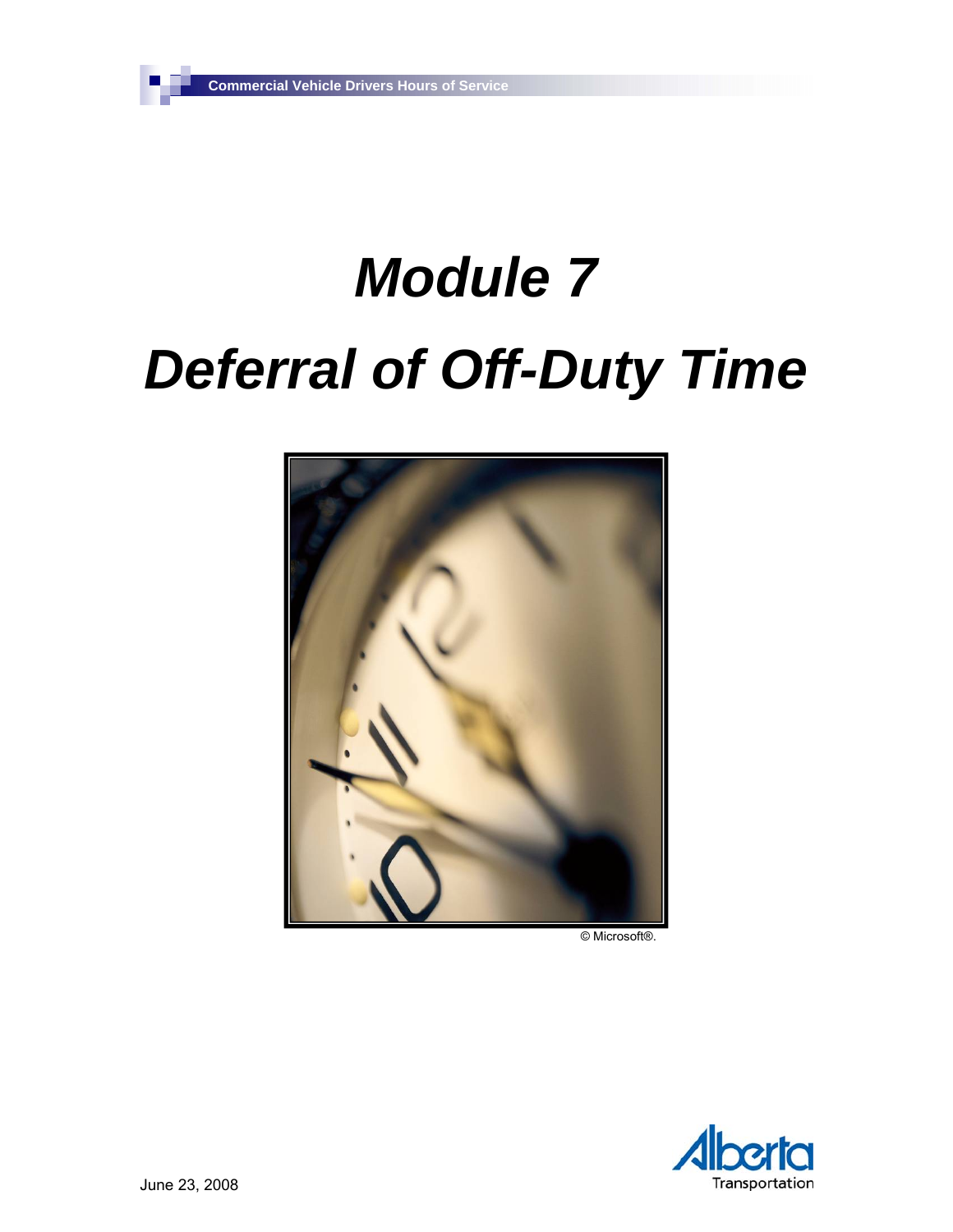# Module 7

# Deferral of Off-Duty Time

© Microsoft®.

June 23, 2008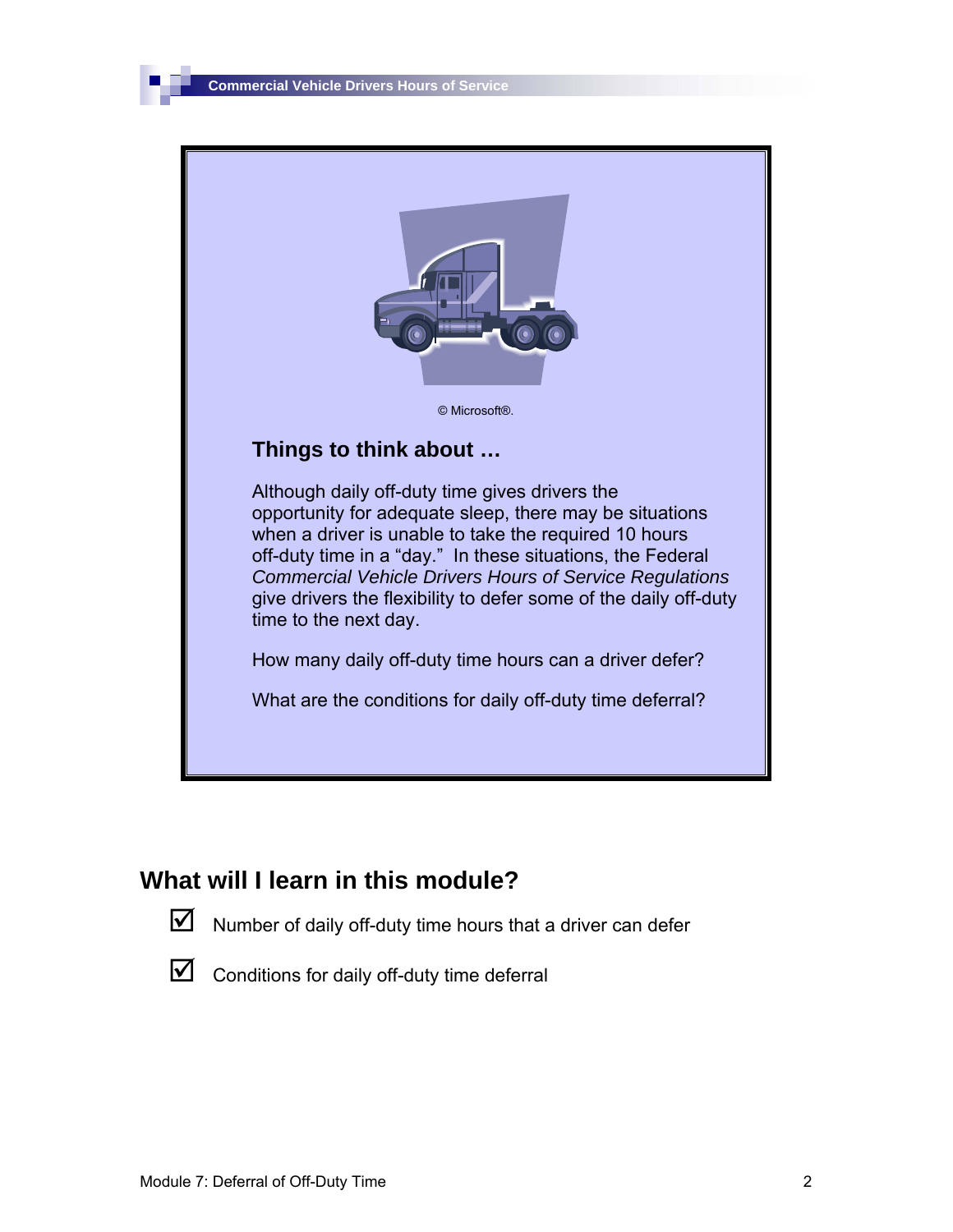© Microsoft®.

### Things to think about …

Although daily off-duty time gives drivers the opportunity for adequate sleep, there may be situations when a driver is unable to take the required 10 hours off-duty time in a "day." In these situations, the Federal *Commercial Vehicle Drivers Hours of Service Regulations* give drivers the flexibility to defer some of the daily off-duty time to the next day.

How many daily off-duty time hours can a driver defer?

What are the conditions for daily off-duty time deferral?

## What will I learn in this module?

- ☑ Number of daily off-duty time hours that a driver can defer
- ☑ Conditions for daily off-duty time deferral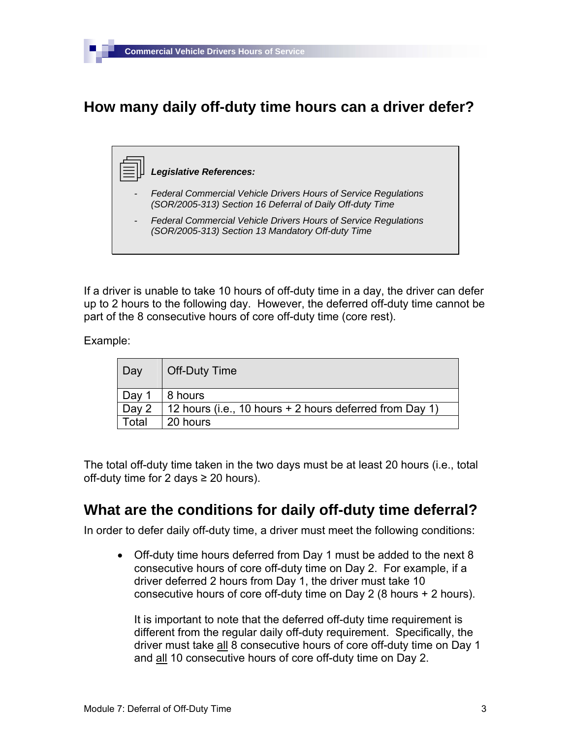## How many daily off-duty time hours can a driver defer?

***Legislative References:***

- *Federal Commercial Vehicle Drivers Hours of Service Regulations (SOR/2005-313) Section 16 Deferral of Daily Off-duty Time*
- *Federal Commercial Vehicle Drivers Hours of Service Regulations (SOR/2005-313) Section 13 Mandatory Off-duty Time*

If a driver is unable to take 10 hours of off-duty time in a day, the driver can defer up to 2 hours to the following day. However, the deferred off-duty time cannot be part of the 8 consecutive hours of core off-duty time (core rest).

Example:

| Day | Off-Duty Time |
|---|---|
| Day 1 | 8 hours |
| Day 2 | 12 hours (i.e., 10 hours + 2 hours deferred from Day 1) |
| Total | 20 hours |

The total off-duty time taken in the two days must be at least 20 hours (i.e., total off-duty time for 2 days ≥ 20 hours).

## What are the conditions for daily off-duty time deferral?

In order to defer daily off-duty time, a driver must meet the following conditions:

- Off-duty time hours deferred from Day 1 must be added to the next 8 consecutive hours of core off-duty time on Day 2. For example, if a driver deferred 2 hours from Day 1, the driver must take 10 consecutive hours of core off-duty time on Day 2 (8 hours + 2 hours).

  It is important to note that the deferred off-duty time requirement is different from the regular daily off-duty requirement. Specifically, the driver must take all 8 consecutive hours of core off-duty time on Day 1 and all 10 consecutive hours of core off-duty time on Day 2.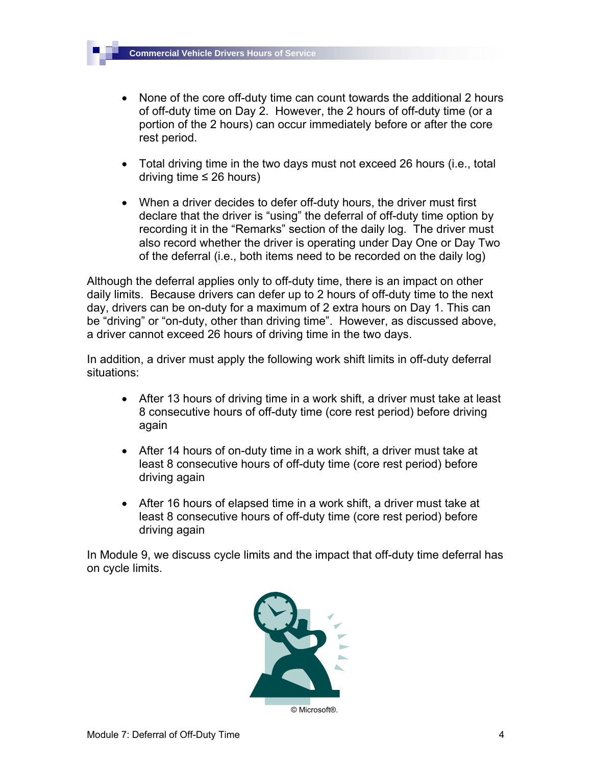- None of the core off-duty time can count towards the additional 2 hours of off-duty time on Day 2. However, the 2 hours of off-duty time (or a portion of the 2 hours) can occur immediately before or after the core rest period.

- Total driving time in the two days must not exceed 26 hours (i.e., total driving time ≤ 26 hours)

- When a driver decides to defer off-duty hours, the driver must first declare that the driver is "using" the deferral of off-duty time option by recording it in the "Remarks" section of the daily log. The driver must also record whether the driver is operating under Day One or Day Two of the deferral (i.e., both items need to be recorded on the daily log)

Although the deferral applies only to off-duty time, there is an impact on other daily limits. Because drivers can defer up to 2 hours of off-duty time to the next day, drivers can be on-duty for a maximum of 2 extra hours on Day 1. This can be "driving" or "on-duty, other than driving time". However, as discussed above, a driver cannot exceed 26 hours of driving time in the two days.

In addition, a driver must apply the following work shift limits in off-duty deferral situations:

- After 13 hours of driving time in a work shift, a driver must take at least 8 consecutive hours of off-duty time (core rest period) before driving again

- After 14 hours of on-duty time in a work shift, a driver must take at least 8 consecutive hours of off-duty time (core rest period) before driving again

- After 16 hours of elapsed time in a work shift, a driver must take at least 8 consecutive hours of off-duty time (core rest period) before driving again

In Module 9, we discuss cycle limits and the impact that off-duty time deferral has on cycle limits.

© Microsoft®.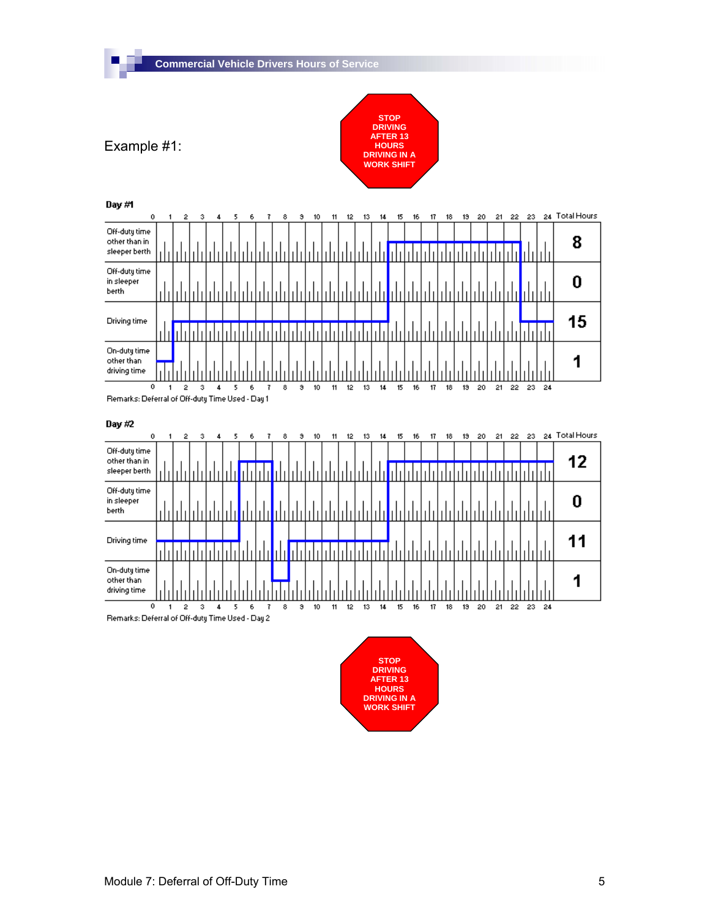Example #1:

STOP DRIVING AFTER 13 HOURS DRIVING IN A WORK SHIFT

**Day #1**

| | 0–24 | Total Hours |
|---|---|---|
| Off-duty time other than in sleeper berth | | 8 |
| Off-duty time in sleeper berth | | 0 |
| Driving time | | 15 |
| On-duty time other than driving time | | 1 |

Remarks: Deferral of Off-duty Time Used - Day 1

**Day #2**

| | 0–24 | Total Hours |
|---|---|---|
| Off-duty time other than in sleeper berth | | 12 |
| Off-duty time in sleeper berth | | 0 |
| Driving time | | 11 |
| On-duty time other than driving time | | 1 |

Remarks: Deferral of Off-duty Time Used - Day 2

STOP DRIVING AFTER 13 HOURS DRIVING IN A WORK SHIFT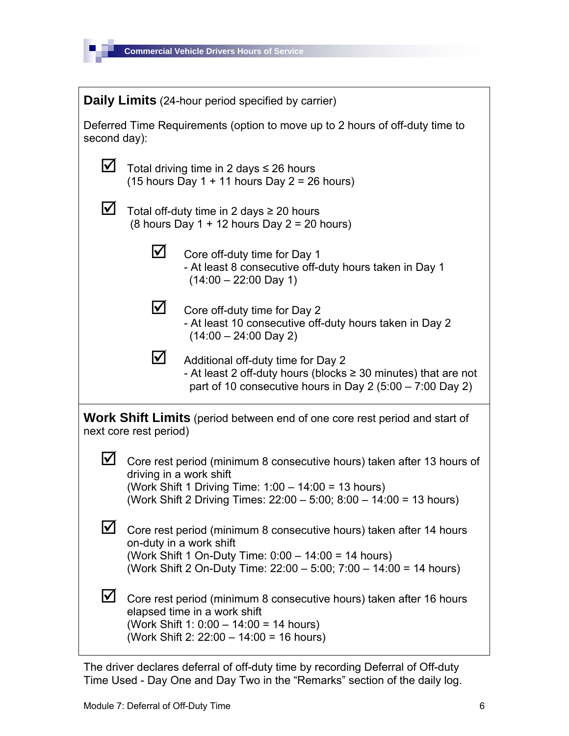**Daily Limits** (24-hour period specified by carrier)

Deferred Time Requirements (option to move up to 2 hours of off-duty time to second day):

- ☑ Total driving time in 2 days ≤ 26 hours
  (15 hours Day 1 + 11 hours Day 2 = 26 hours)

- ☑ Total off-duty time in 2 days ≥ 20 hours
  (8 hours Day 1 + 12 hours Day 2 = 20 hours)

  - ☑ Core off-duty time for Day 1
    - At least 8 consecutive off-duty hours taken in Day 1
    (14:00 – 22:00 Day 1)

  - ☑ Core off-duty time for Day 2
    - At least 10 consecutive off-duty hours taken in Day 2
    (14:00 – 24:00 Day 2)

  - ☑ Additional off-duty time for Day 2
    - At least 2 off-duty hours (blocks ≥ 30 minutes) that are not part of 10 consecutive hours in Day 2 (5:00 – 7:00 Day 2)

**Work Shift Limits** (period between end of one core rest period and start of next core rest period)

- ☑ Core rest period (minimum 8 consecutive hours) taken after 13 hours of driving in a work shift
  (Work Shift 1 Driving Time: 1:00 – 14:00 = 13 hours)
  (Work Shift 2 Driving Times: 22:00 – 5:00; 8:00 – 14:00 = 13 hours)

- ☑ Core rest period (minimum 8 consecutive hours) taken after 14 hours on-duty in a work shift
  (Work Shift 1 On-Duty Time: 0:00 – 14:00 = 14 hours)
  (Work Shift 2 On-Duty Time: 22:00 – 5:00; 7:00 – 14:00 = 14 hours)

- ☑ Core rest period (minimum 8 consecutive hours) taken after 16 hours elapsed time in a work shift
  (Work Shift 1: 0:00 – 14:00 = 14 hours)
  (Work Shift 2: 22:00 – 14:00 = 16 hours)

The driver declares deferral of off-duty time by recording Deferral of Off-duty Time Used - Day One and Day Two in the "Remarks" section of the daily log.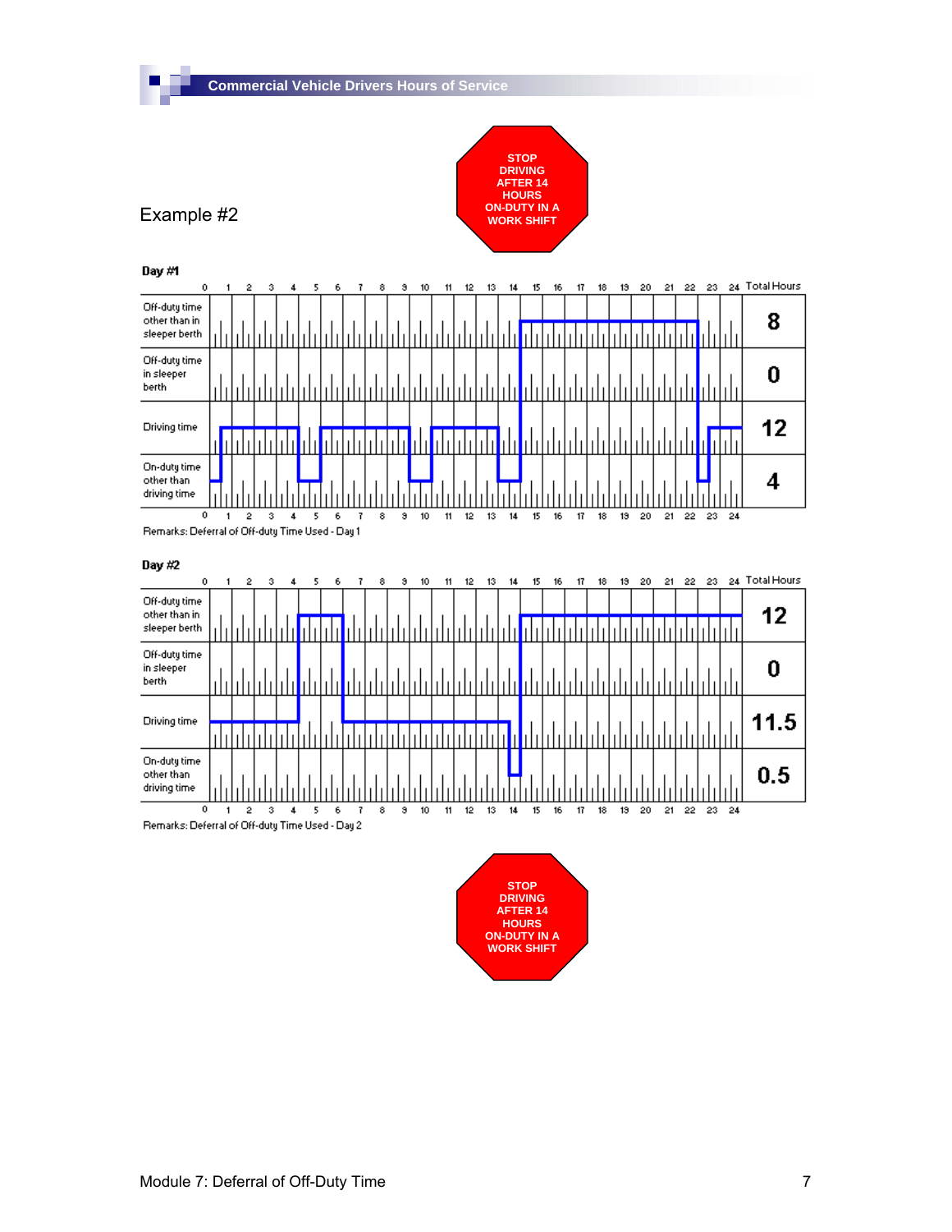Example #2

STOP DRIVING AFTER 14 HOURS ON-DUTY IN A WORK SHIFT

**Day #1**

| | Total Hours |
|---|---|
| Off-duty time other than in sleeper berth | 8 |
| Off-duty time in sleeper berth | 0 |
| Driving time | 12 |
| On-duty time other than driving time | 4 |

Remarks: Deferral of Off-duty Time Used - Day 1

**Day #2**

| | Total Hours |
|---|---|
| Off-duty time other than in sleeper berth | 12 |
| Off-duty time in sleeper berth | 0 |
| Driving time | 11.5 |
| On-duty time other than driving time | 0.5 |

Remarks: Deferral of Off-duty Time Used - Day 2

STOP DRIVING AFTER 14 HOURS ON-DUTY IN A WORK SHIFT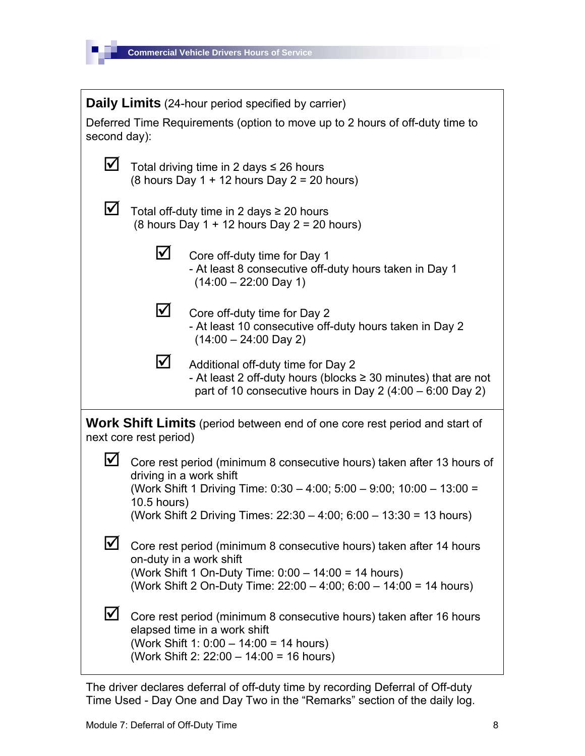**Daily Limits** (24-hour period specified by carrier)

Deferred Time Requirements (option to move up to 2 hours of off-duty time to second day):

- ☑ Total driving time in 2 days ≤ 26 hours
  (8 hours Day 1 + 12 hours Day 2 = 20 hours)

- ☑ Total off-duty time in 2 days ≥ 20 hours
  (8 hours Day 1 + 12 hours Day 2 = 20 hours)

  - ☑ Core off-duty time for Day 1
    - At least 8 consecutive off-duty hours taken in Day 1
      (14:00 – 22:00 Day 1)

  - ☑ Core off-duty time for Day 2
    - At least 10 consecutive off-duty hours taken in Day 2
      (14:00 – 24:00 Day 2)

  - ☑ Additional off-duty time for Day 2
    - At least 2 off-duty hours (blocks ≥ 30 minutes) that are not part of 10 consecutive hours in Day 2 (4:00 – 6:00 Day 2)

**Work Shift Limits** (period between end of one core rest period and start of next core rest period)

- ☑ Core rest period (minimum 8 consecutive hours) taken after 13 hours of driving in a work shift
  (Work Shift 1 Driving Time: 0:30 – 4:00; 5:00 – 9:00; 10:00 – 13:00 = 10.5 hours)
  (Work Shift 2 Driving Times: 22:30 – 4:00; 6:00 – 13:30 = 13 hours)

- ☑ Core rest period (minimum 8 consecutive hours) taken after 14 hours on-duty in a work shift
  (Work Shift 1 On-Duty Time: 0:00 – 14:00 = 14 hours)
  (Work Shift 2 On-Duty Time: 22:00 – 4:00; 6:00 – 14:00 = 14 hours)

- ☑ Core rest period (minimum 8 consecutive hours) taken after 16 hours elapsed time in a work shift
  (Work Shift 1: 0:00 – 14:00 = 14 hours)
  (Work Shift 2: 22:00 – 14:00 = 16 hours)

The driver declares deferral of off-duty time by recording Deferral of Off-duty Time Used - Day One and Day Two in the "Remarks" section of the daily log.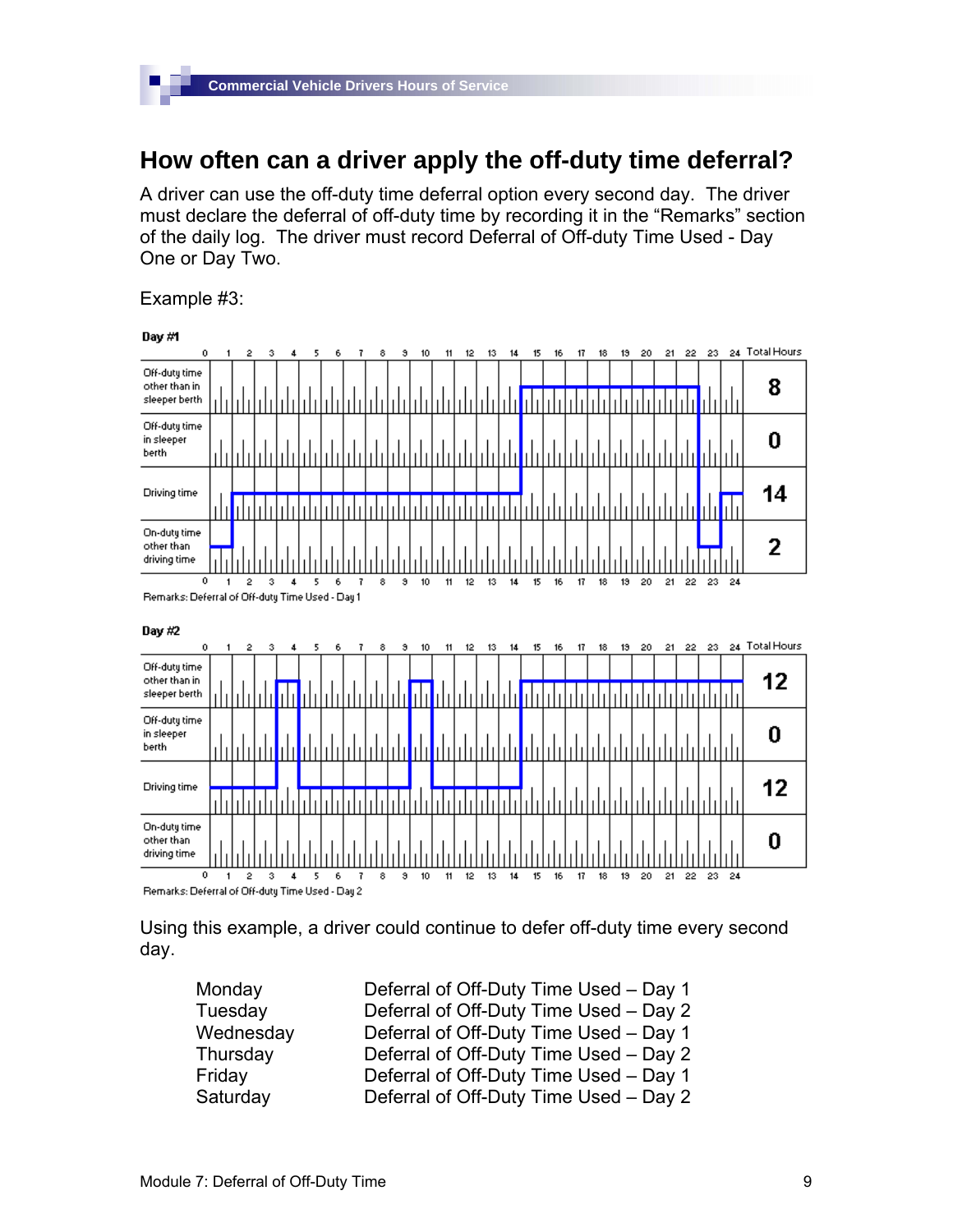## How often can a driver apply the off-duty time deferral?

A driver can use the off-duty time deferral option every second day. The driver must declare the deferral of off-duty time by recording it in the "Remarks" section of the daily log. The driver must record Deferral of Off-duty Time Used - Day One or Day Two.

Example #3:

**Day #1**

| | Total Hours |
|---|---|
| Off-duty time other than in sleeper berth | 8 |
| Off-duty time in sleeper berth | 0 |
| Driving time | 14 |
| On-duty time other than driving time | 2 |

Remarks: Deferral of Off-duty Time Used - Day 1

**Day #2**

| | Total Hours |
|---|---|
| Off-duty time other than in sleeper berth | 12 |
| Off-duty time in sleeper berth | 0 |
| Driving time | 12 |
| On-duty time other than driving time | 0 |

Remarks: Deferral of Off-duty Time Used - Day 2

Using this example, a driver could continue to defer off-duty time every second day.

| | |
|---|---|
| Monday | Deferral of Off-Duty Time Used – Day 1 |
| Tuesday | Deferral of Off-Duty Time Used – Day 2 |
| Wednesday | Deferral of Off-Duty Time Used – Day 1 |
| Thursday | Deferral of Off-Duty Time Used – Day 2 |
| Friday | Deferral of Off-Duty Time Used – Day 1 |
| Saturday | Deferral of Off-Duty Time Used – Day 2 |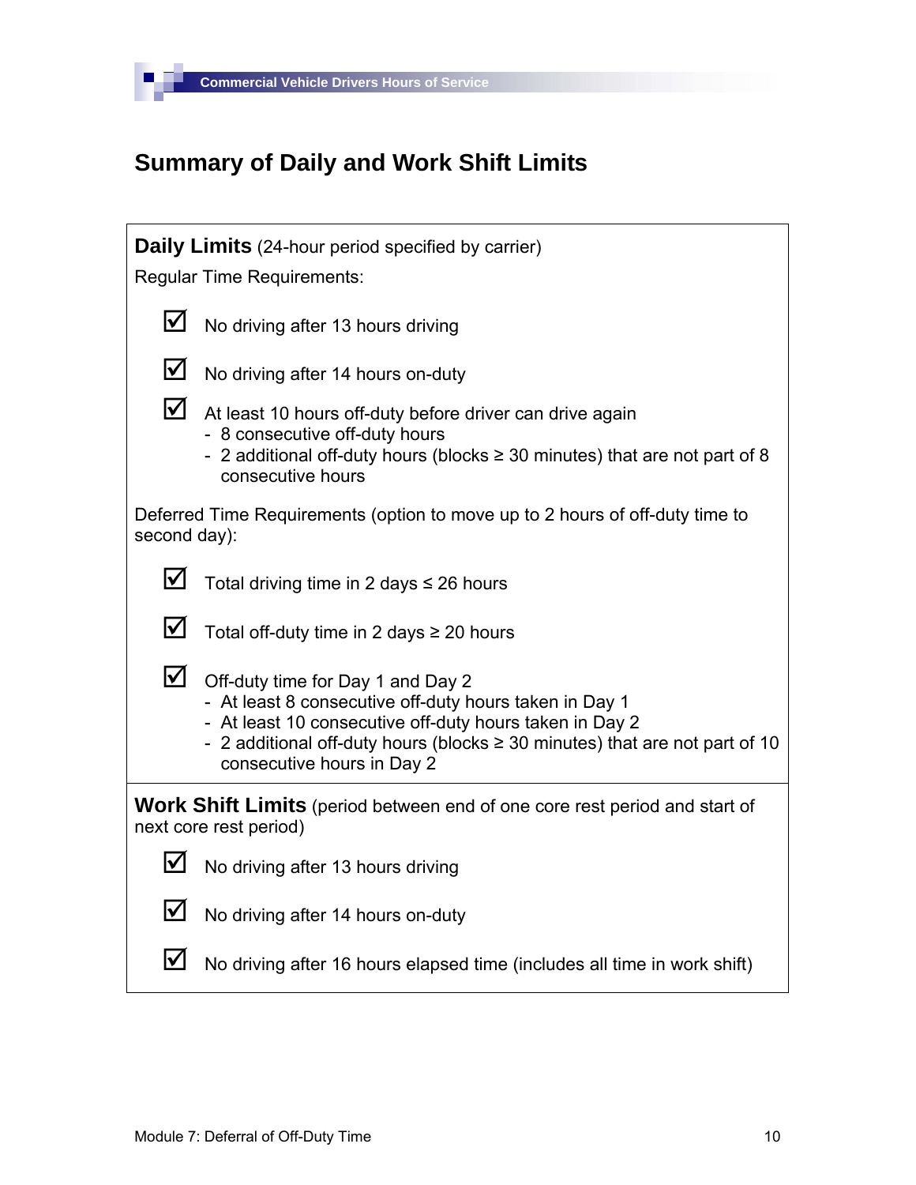## Summary of Daily and Work Shift Limits

**Daily Limits** (24-hour period specified by carrier)

Regular Time Requirements:

- ☑ No driving after 13 hours driving
- ☑ No driving after 14 hours on-duty
- ☑ At least 10 hours off-duty before driver can drive again
  - 8 consecutive off-duty hours
  - 2 additional off-duty hours (blocks ≥ 30 minutes) that are not part of 8 consecutive hours

Deferred Time Requirements (option to move up to 2 hours of off-duty time to second day):

- ☑ Total driving time in 2 days ≤ 26 hours
- ☑ Total off-duty time in 2 days ≥ 20 hours
- ☑ Off-duty time for Day 1 and Day 2
  - At least 8 consecutive off-duty hours taken in Day 1
  - At least 10 consecutive off-duty hours taken in Day 2
  - 2 additional off-duty hours (blocks ≥ 30 minutes) that are not part of 10 consecutive hours in Day 2

**Work Shift Limits** (period between end of one core rest period and start of next core rest period)

- ☑ No driving after 13 hours driving
- ☑ No driving after 14 hours on-duty
- ☑ No driving after 16 hours elapsed time (includes all time in work shift)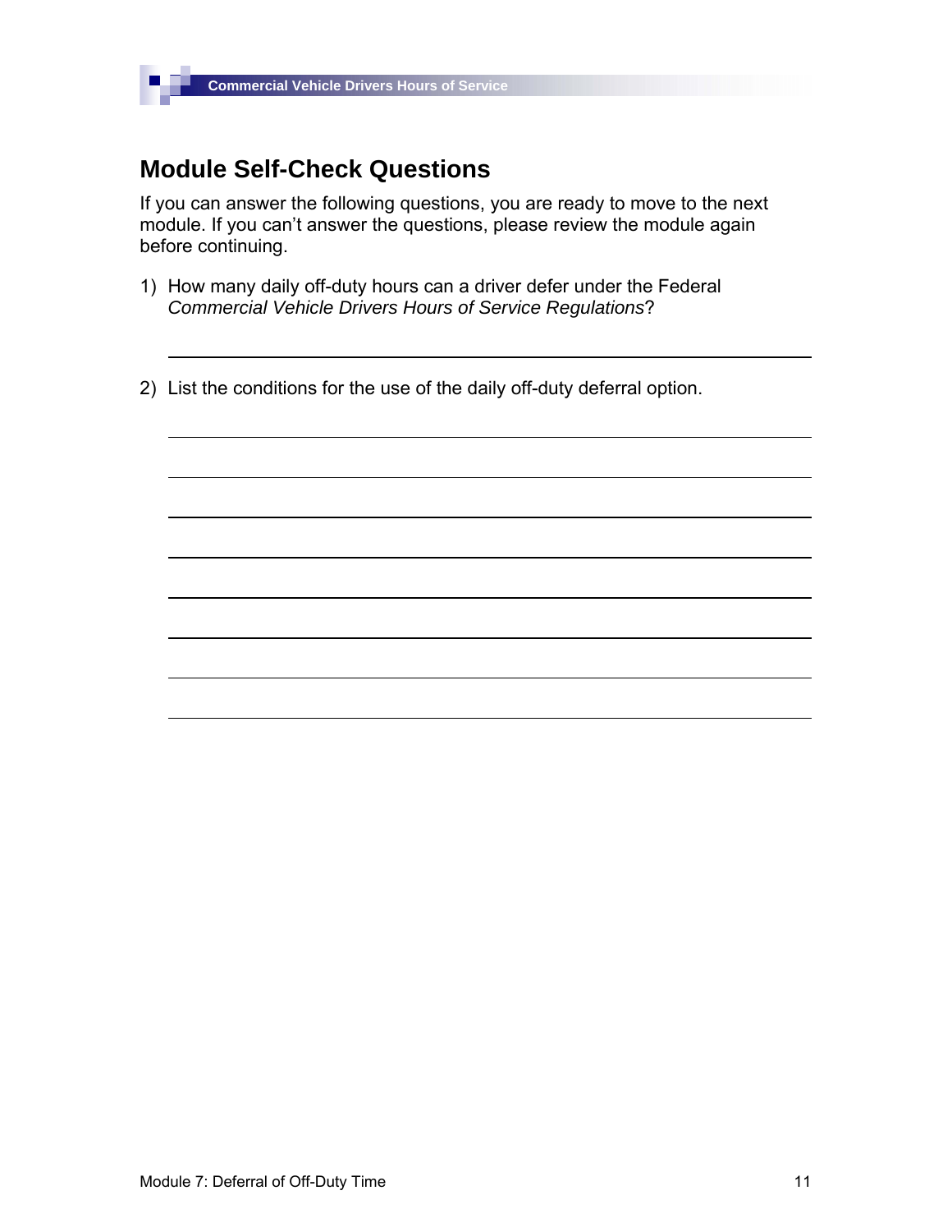## Module Self-Check Questions

If you can answer the following questions, you are ready to move to the next module. If you can't answer the questions, please review the module again before continuing.

1) How many daily off-duty hours can a driver defer under the Federal *Commercial Vehicle Drivers Hours of Service Regulations*?

\_\_\_\_\_\_\_\_\_\_\_\_\_\_\_\_\_\_\_\_\_\_\_\_\_\_\_\_\_\_\_\_\_\_\_\_\_\_\_\_\_\_\_\_\_\_\_\_\_\_\_\_\_\_\_\_\_\_\_\_

2) List the conditions for the use of the daily off-duty deferral option.

\_\_\_\_\_\_\_\_\_\_\_\_\_\_\_\_\_\_\_\_\_\_\_\_\_\_\_\_\_\_\_\_\_\_\_\_\_\_\_\_\_\_\_\_\_\_\_\_\_\_\_\_\_\_\_\_\_\_\_\_

\_\_\_\_\_\_\_\_\_\_\_\_\_\_\_\_\_\_\_\_\_\_\_\_\_\_\_\_\_\_\_\_\_\_\_\_\_\_\_\_\_\_\_\_\_\_\_\_\_\_\_\_\_\_\_\_\_\_\_\_

\_\_\_\_\_\_\_\_\_\_\_\_\_\_\_\_\_\_\_\_\_\_\_\_\_\_\_\_\_\_\_\_\_\_\_\_\_\_\_\_\_\_\_\_\_\_\_\_\_\_\_\_\_\_\_\_\_\_\_\_

\_\_\_\_\_\_\_\_\_\_\_\_\_\_\_\_\_\_\_\_\_\_\_\_\_\_\_\_\_\_\_\_\_\_\_\_\_\_\_\_\_\_\_\_\_\_\_\_\_\_\_\_\_\_\_\_\_\_\_\_

\_\_\_\_\_\_\_\_\_\_\_\_\_\_\_\_\_\_\_\_\_\_\_\_\_\_\_\_\_\_\_\_\_\_\_\_\_\_\_\_\_\_\_\_\_\_\_\_\_\_\_\_\_\_\_\_\_\_\_\_

\_\_\_\_\_\_\_\_\_\_\_\_\_\_\_\_\_\_\_\_\_\_\_\_\_\_\_\_\_\_\_\_\_\_\_\_\_\_\_\_\_\_\_\_\_\_\_\_\_\_\_\_\_\_\_\_\_\_\_\_

\_\_\_\_\_\_\_\_\_\_\_\_\_\_\_\_\_\_\_\_\_\_\_\_\_\_\_\_\_\_\_\_\_\_\_\_\_\_\_\_\_\_\_\_\_\_\_\_\_\_\_\_\_\_\_\_\_\_\_\_

\_\_\_\_\_\_\_\_\_\_\_\_\_\_\_\_\_\_\_\_\_\_\_\_\_\_\_\_\_\_\_\_\_\_\_\_\_\_\_\_\_\_\_\_\_\_\_\_\_\_\_\_\_\_\_\_\_\_\_\_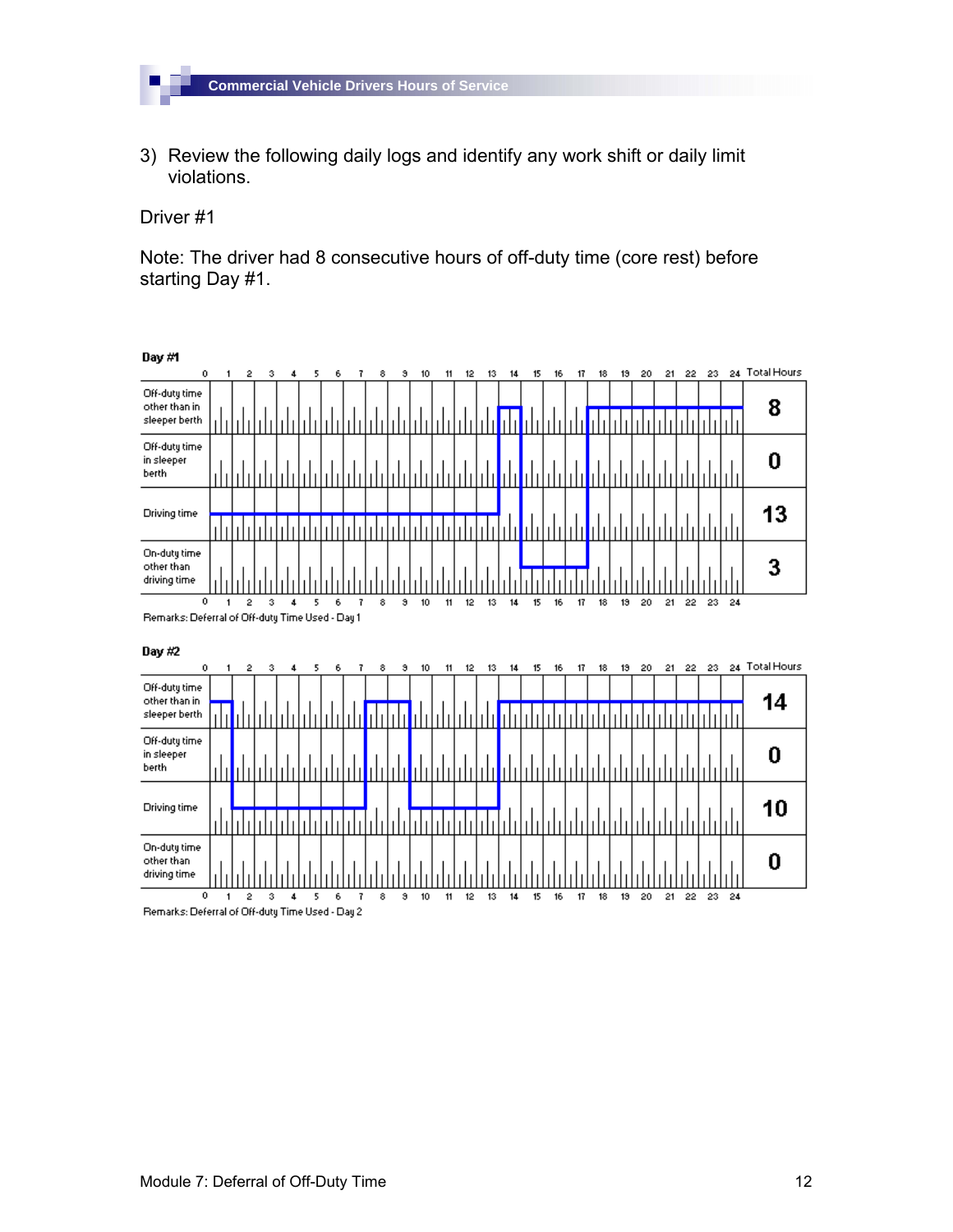3) Review the following daily logs and identify any work shift or daily limit violations.

Driver #1

Note: The driver had 8 consecutive hours of off-duty time (core rest) before starting Day #1.

**Day #1**

| | Total Hours |
|---|---|
| Off-duty time other than in sleeper berth | 8 |
| Off-duty time in sleeper berth | 0 |
| Driving time | 13 |
| On-duty time other than driving time | 3 |

Remarks: Deferral of Off-duty Time Used - Day 1

**Day #2**

| | Total Hours |
|---|---|
| Off-duty time other than in sleeper berth | 14 |
| Off-duty time in sleeper berth | 0 |
| Driving time | 10 |
| On-duty time other than driving time | 0 |

Remarks: Deferral of Off-duty Time Used - Day 2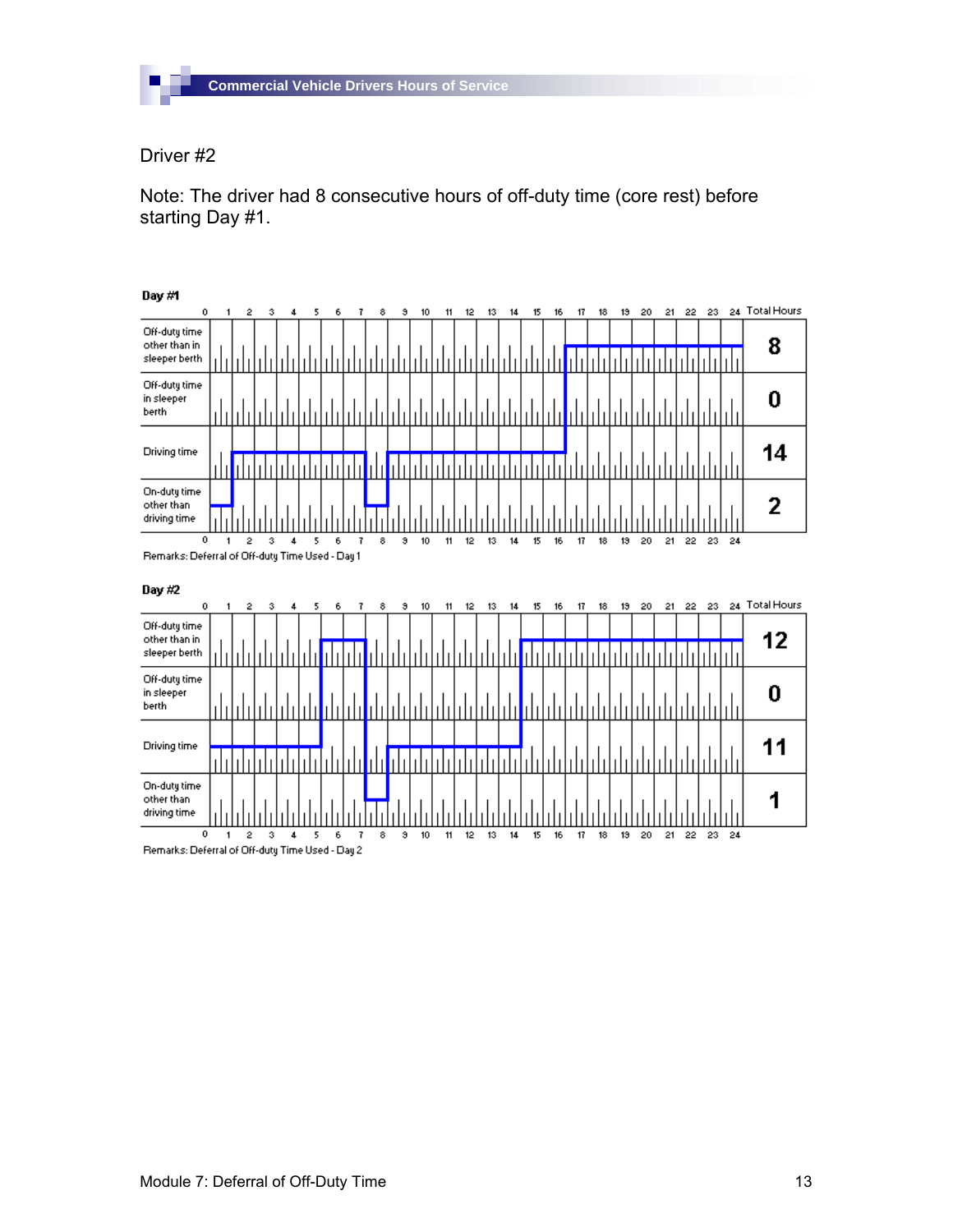Driver #2

Note: The driver had 8 consecutive hours of off-duty time (core rest) before starting Day #1.

**Day #1**

| | Total Hours |
|---|---|
| Off-duty time other than in sleeper berth | 8 |
| Off-duty time in sleeper berth | 0 |
| Driving time | 14 |
| On-duty time other than driving time | 2 |

Remarks: Deferral of Off-duty Time Used - Day 1

**Day #2**

| | Total Hours |
|---|---|
| Off-duty time other than in sleeper berth | 12 |
| Off-duty time in sleeper berth | 0 |
| Driving time | 11 |
| On-duty time other than driving time | 1 |

Remarks: Deferral of Off-duty Time Used - Day 2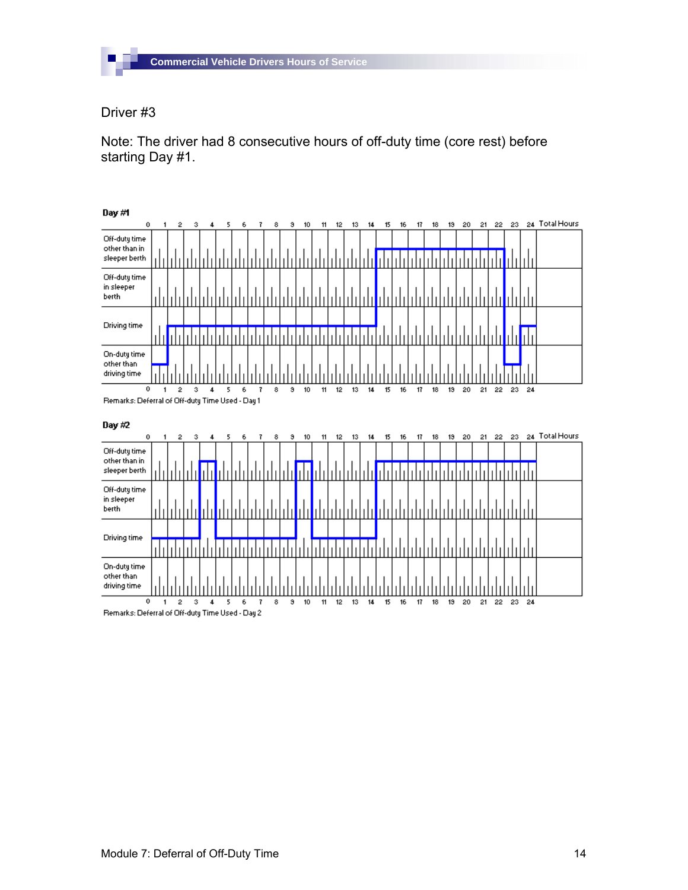Driver #3

Note: The driver had 8 consecutive hours of off-duty time (core rest) before starting Day #1.

**Day #1**

| | 0 1 2 3 4 5 6 7 8 9 10 11 12 13 14 15 16 17 18 19 20 21 22 23 24 | Total Hours |
|---|---|---|
| Off-duty time other than in sleeper berth | | |
| Off-duty time in sleeper berth | | |
| Driving time | | |
| On-duty time other than driving time | | |

Remarks: Deferral of Off-duty Time Used - Day 1

**Day #2**

| | 0 1 2 3 4 5 6 7 8 9 10 11 12 13 14 15 16 17 18 19 20 21 22 23 24 | Total Hours |
|---|---|---|
| Off-duty time other than in sleeper berth | | |
| Off-duty time in sleeper berth | | |
| Driving time | | |
| On-duty time other than driving time | | |

Remarks: Deferral of Off-duty Time Used - Day 2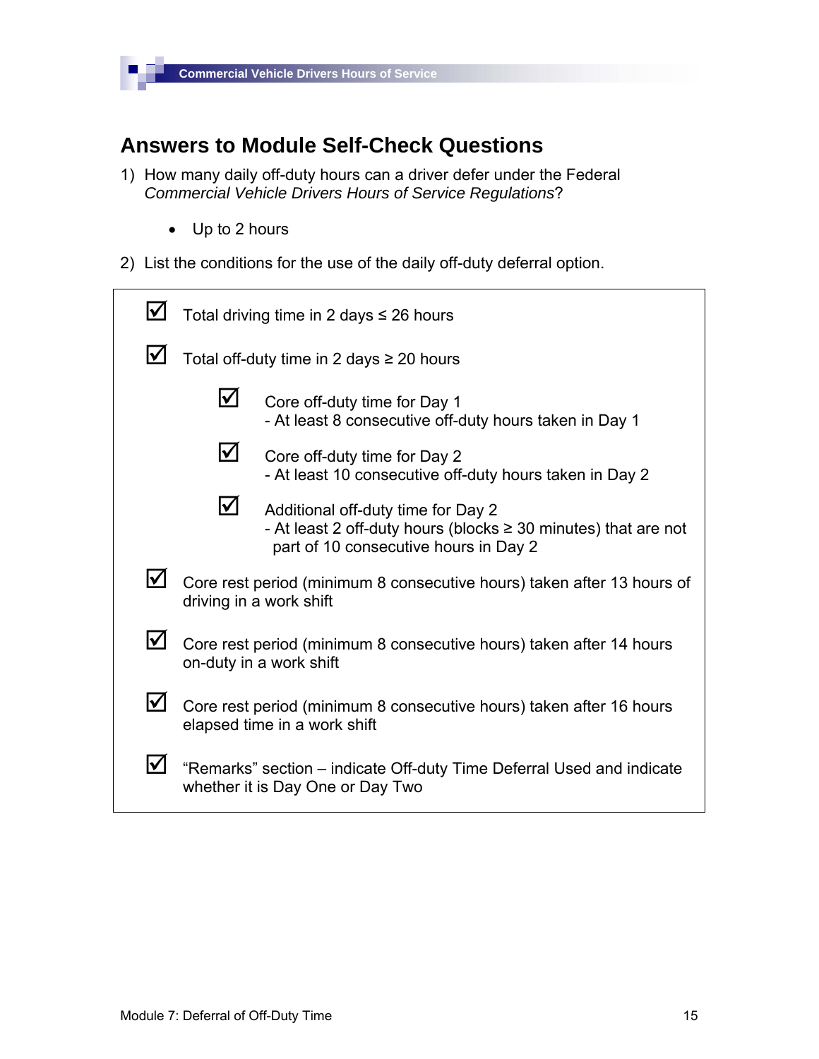## Answers to Module Self-Check Questions

1) How many daily off-duty hours can a driver defer under the Federal *Commercial Vehicle Drivers Hours of Service Regulations*?

   - Up to 2 hours

2) List the conditions for the use of the daily off-duty deferral option.

- ☑ Total driving time in 2 days ≤ 26 hours
- ☑ Total off-duty time in 2 days ≥ 20 hours
  - ☑ Core off-duty time for Day 1
    - At least 8 consecutive off-duty hours taken in Day 1
  - ☑ Core off-duty time for Day 2
    - At least 10 consecutive off-duty hours taken in Day 2
  - ☑ Additional off-duty time for Day 2
    - At least 2 off-duty hours (blocks ≥ 30 minutes) that are not part of 10 consecutive hours in Day 2
- ☑ Core rest period (minimum 8 consecutive hours) taken after 13 hours of driving in a work shift
- ☑ Core rest period (minimum 8 consecutive hours) taken after 14 hours on-duty in a work shift
- ☑ Core rest period (minimum 8 consecutive hours) taken after 16 hours elapsed time in a work shift
- ☑ "Remarks" section – indicate Off-duty Time Deferral Used and indicate whether it is Day One or Day Two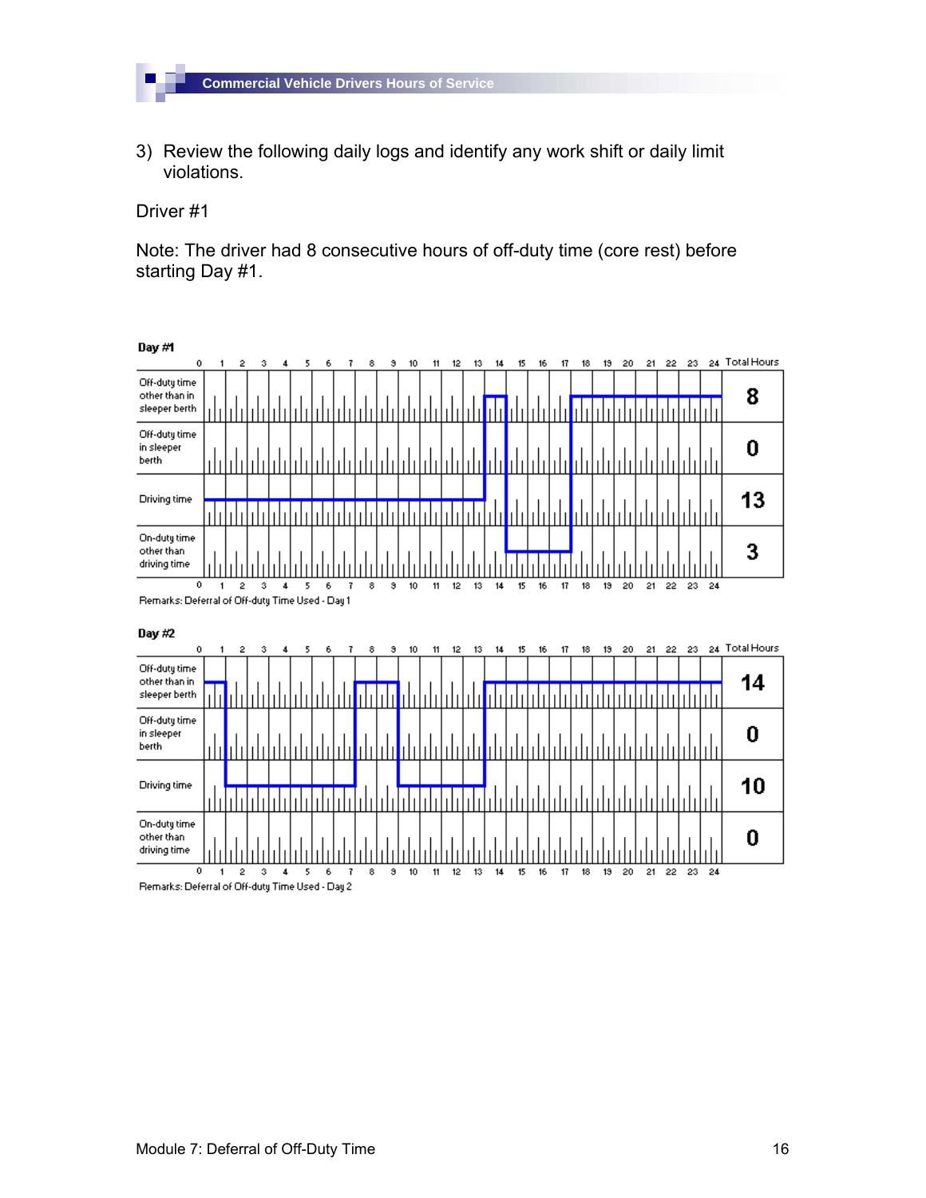3) Review the following daily logs and identify any work shift or daily limit violations.

Driver #1

Note: The driver had 8 consecutive hours of off-duty time (core rest) before starting Day #1.

**Day #1**

| | Total Hours |
|---|---|
| Off-duty time other than in sleeper berth | 8 |
| Off-duty time in sleeper berth | 0 |
| Driving time | 13 |
| On-duty time other than driving time | 3 |

Remarks: Deferral of Off-duty Time Used - Day 1

**Day #2**

| | Total Hours |
|---|---|
| Off-duty time other than in sleeper berth | 14 |
| Off-duty time in sleeper berth | 0 |
| Driving time | 10 |
| On-duty time other than driving time | 0 |

Remarks: Deferral of Off-duty Time Used - Day 2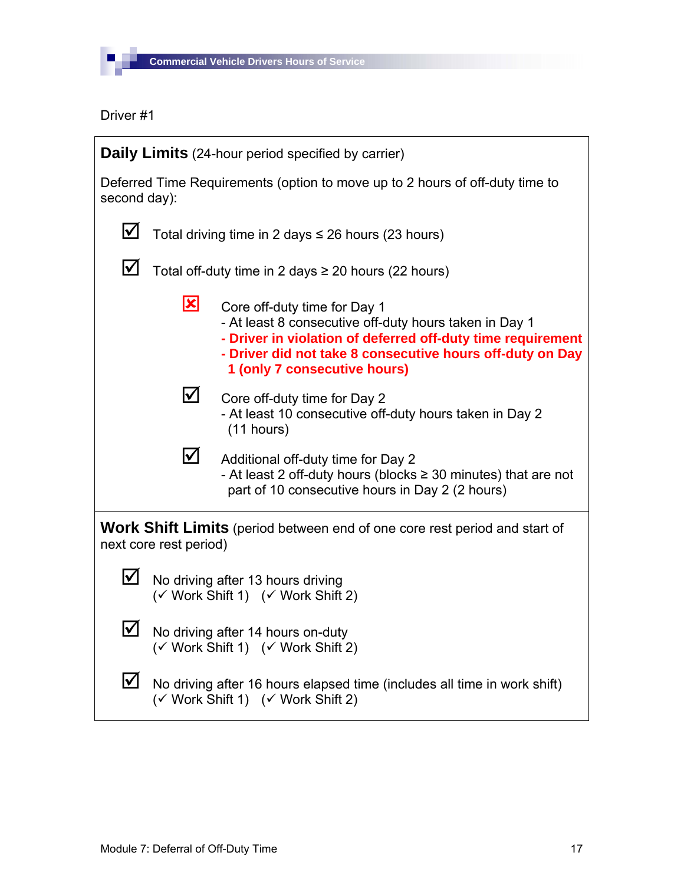Driver #1

**Daily Limits** (24-hour period specified by carrier)

Deferred Time Requirements (option to move up to 2 hours of off-duty time to second day):

- ☑ Total driving time in 2 days ≤ 26 hours (23 hours)
- ☑ Total off-duty time in 2 days ≥ 20 hours (22 hours)
  - ☒ Core off-duty time for Day 1
    - At least 8 consecutive off-duty hours taken in Day 1
    - **Driver in violation of deferred off-duty time requirement**
    - **Driver did not take 8 consecutive hours off-duty on Day 1 (only 7 consecutive hours)**
  - ☑ Core off-duty time for Day 2
    - At least 10 consecutive off-duty hours taken in Day 2 (11 hours)
  - ☑ Additional off-duty time for Day 2
    - At least 2 off-duty hours (blocks ≥ 30 minutes) that are not part of 10 consecutive hours in Day 2 (2 hours)

**Work Shift Limits** (period between end of one core rest period and start of next core rest period)

- ☑ No driving after 13 hours driving
  (✓ Work Shift 1) (✓ Work Shift 2)
- ☑ No driving after 14 hours on-duty
  (✓ Work Shift 1) (✓ Work Shift 2)
- ☑ No driving after 16 hours elapsed time (includes all time in work shift)
  (✓ Work Shift 1) (✓ Work Shift 2)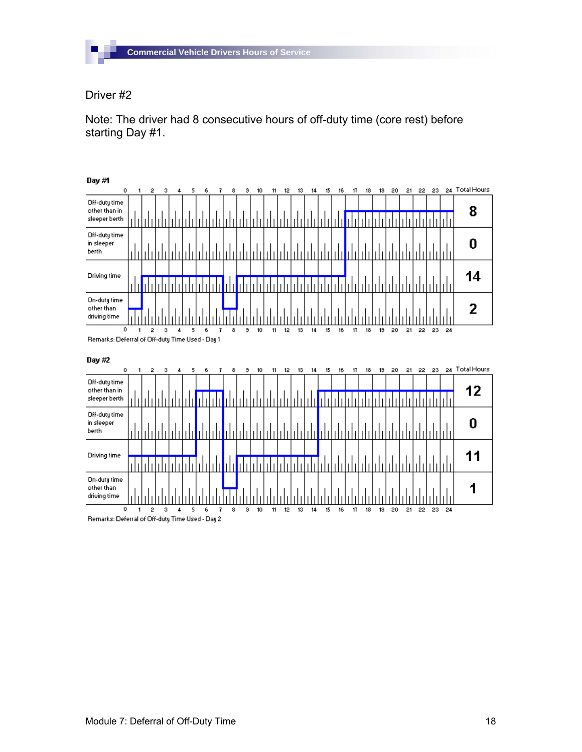Driver #2

Note: The driver had 8 consecutive hours of off-duty time (core rest) before starting Day #1.

**Day #1**

| | Total Hours |
|---|---|
| Off-duty time other than in sleeper berth | 8 |
| Off-duty time in sleeper berth | 0 |
| Driving time | 14 |
| On-duty time other than driving time | 2 |

Remarks: Deferral of Off-duty Time Used - Day 1

**Day #2**

| | Total Hours |
|---|---|
| Off-duty time other than in sleeper berth | 12 |
| Off-duty time in sleeper berth | 0 |
| Driving time | 11 |
| On-duty time other than driving time | 1 |

Remarks: Deferral of Off-duty Time Used - Day 2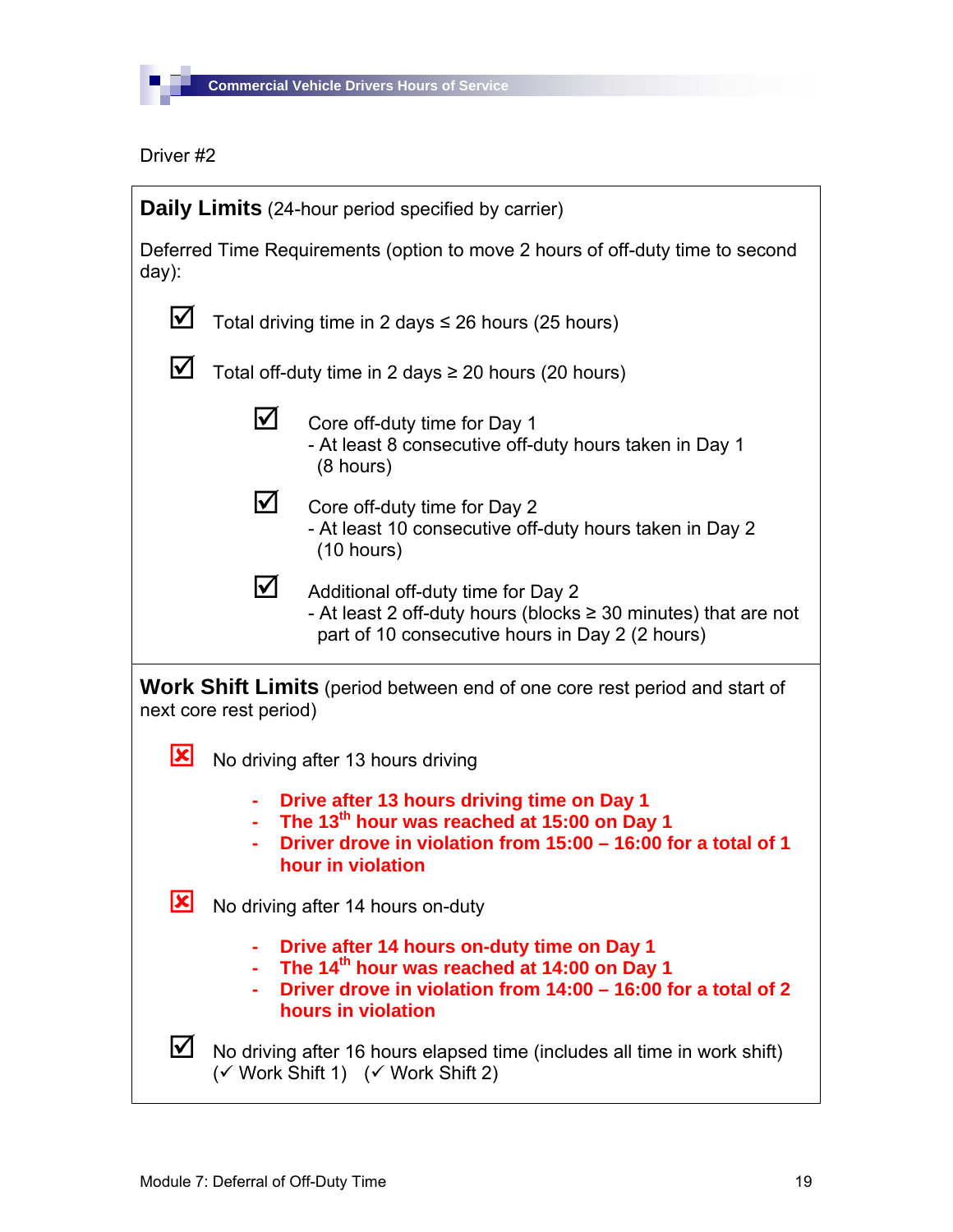Driver #2

**Daily Limits** (24-hour period specified by carrier)

Deferred Time Requirements (option to move 2 hours of off-duty time to second day):

- ☑ Total driving time in 2 days ≤ 26 hours (25 hours)
- ☑ Total off-duty time in 2 days ≥ 20 hours (20 hours)
  - ☑ Core off-duty time for Day 1
    - At least 8 consecutive off-duty hours taken in Day 1 (8 hours)
  - ☑ Core off-duty time for Day 2
    - At least 10 consecutive off-duty hours taken in Day 2 (10 hours)
  - ☑ Additional off-duty time for Day 2
    - At least 2 off-duty hours (blocks ≥ 30 minutes) that are not part of 10 consecutive hours in Day 2 (2 hours)

**Work Shift Limits** (period between end of one core rest period and start of next core rest period)

- ☒ No driving after 13 hours driving
  - **Drive after 13 hours driving time on Day 1**
  - **The 13th hour was reached at 15:00 on Day 1**
  - **Driver drove in violation from 15:00 – 16:00 for a total of 1 hour in violation**
- ☒ No driving after 14 hours on-duty
  - **Drive after 14 hours on-duty time on Day 1**
  - **The 14th hour was reached at 14:00 on Day 1**
  - **Driver drove in violation from 14:00 – 16:00 for a total of 2 hours in violation**
- ☑ No driving after 16 hours elapsed time (includes all time in work shift) (✓ Work Shift 1) (✓ Work Shift 2)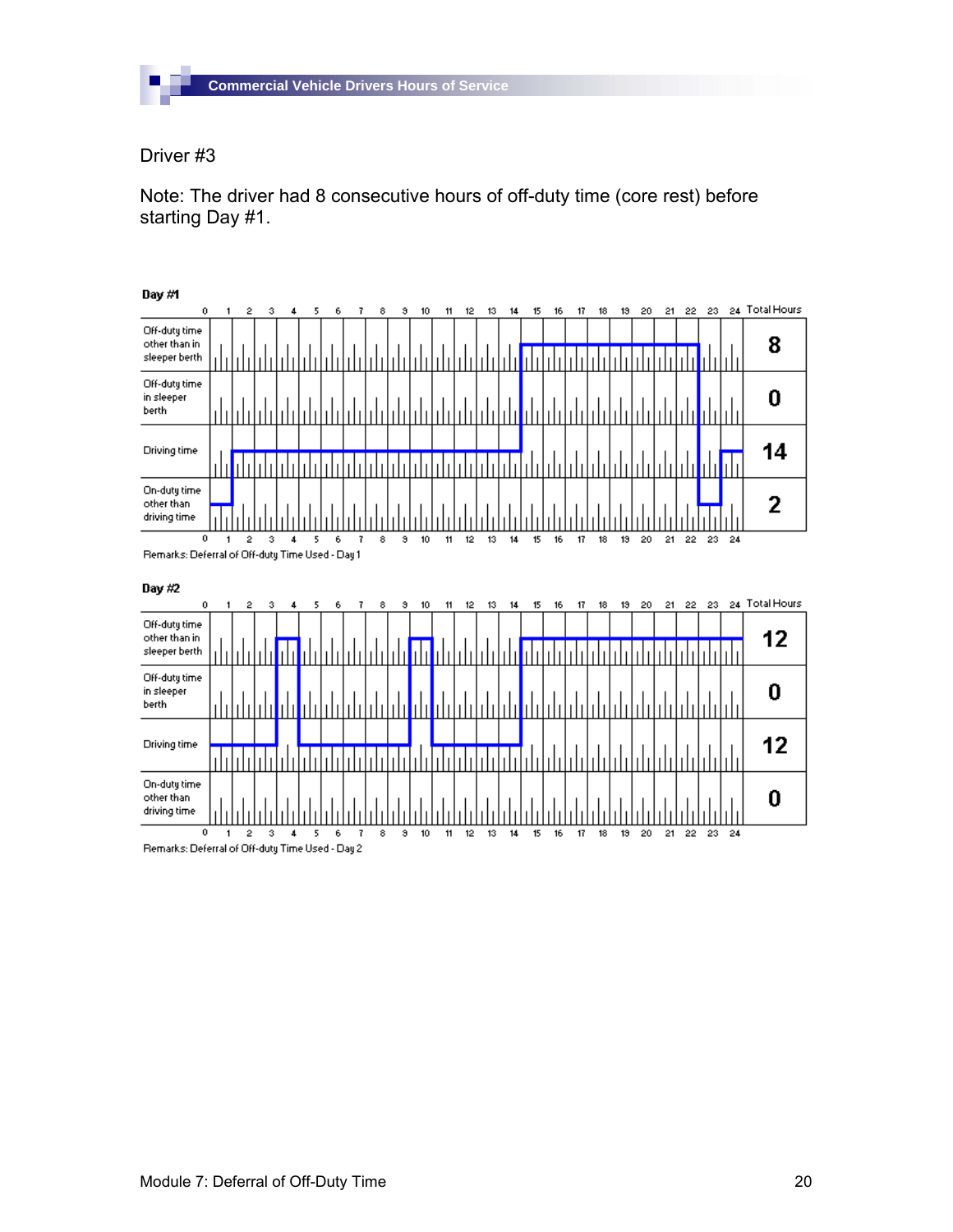Driver #3

Note: The driver had 8 consecutive hours of off-duty time (core rest) before starting Day #1.

**Day #1**

| | Total Hours |
|---|---|
| Off-duty time other than in sleeper berth | 8 |
| Off-duty time in sleeper berth | 0 |
| Driving time | 14 |
| On-duty time other than driving time | 2 |

Remarks: Deferral of Off-duty Time Used - Day 1

**Day #2**

| | Total Hours |
|---|---|
| Off-duty time other than in sleeper berth | 12 |
| Off-duty time in sleeper berth | 0 |
| Driving time | 12 |
| On-duty time other than driving time | 0 |

Remarks: Deferral of Off-duty Time Used - Day 2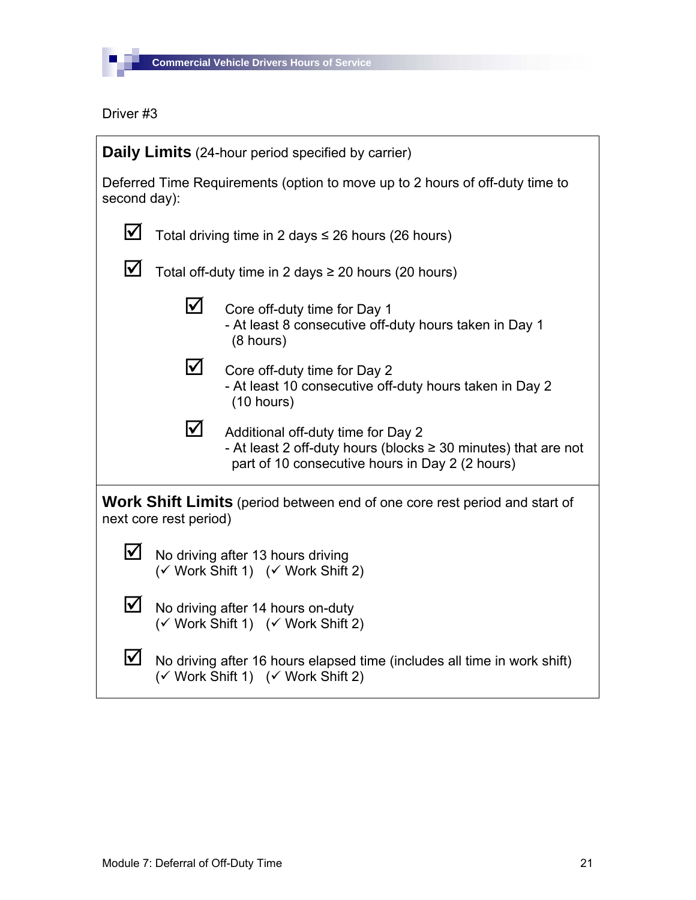Driver #3

**Daily Limits** (24-hour period specified by carrier)

Deferred Time Requirements (option to move up to 2 hours of off-duty time to second day):

- ☑ Total driving time in 2 days ≤ 26 hours (26 hours)
- ☑ Total off-duty time in 2 days ≥ 20 hours (20 hours)
  - ☑ Core off-duty time for Day 1
    - At least 8 consecutive off-duty hours taken in Day 1 (8 hours)
  - ☑ Core off-duty time for Day 2
    - At least 10 consecutive off-duty hours taken in Day 2 (10 hours)
  - ☑ Additional off-duty time for Day 2
    - At least 2 off-duty hours (blocks ≥ 30 minutes) that are not part of 10 consecutive hours in Day 2 (2 hours)

**Work Shift Limits** (period between end of one core rest period and start of next core rest period)

- ☑ No driving after 13 hours driving
  (✓ Work Shift 1) (✓ Work Shift 2)
- ☑ No driving after 14 hours on-duty
  (✓ Work Shift 1) (✓ Work Shift 2)
- ☑ No driving after 16 hours elapsed time (includes all time in work shift)
  (✓ Work Shift 1) (✓ Work Shift 2)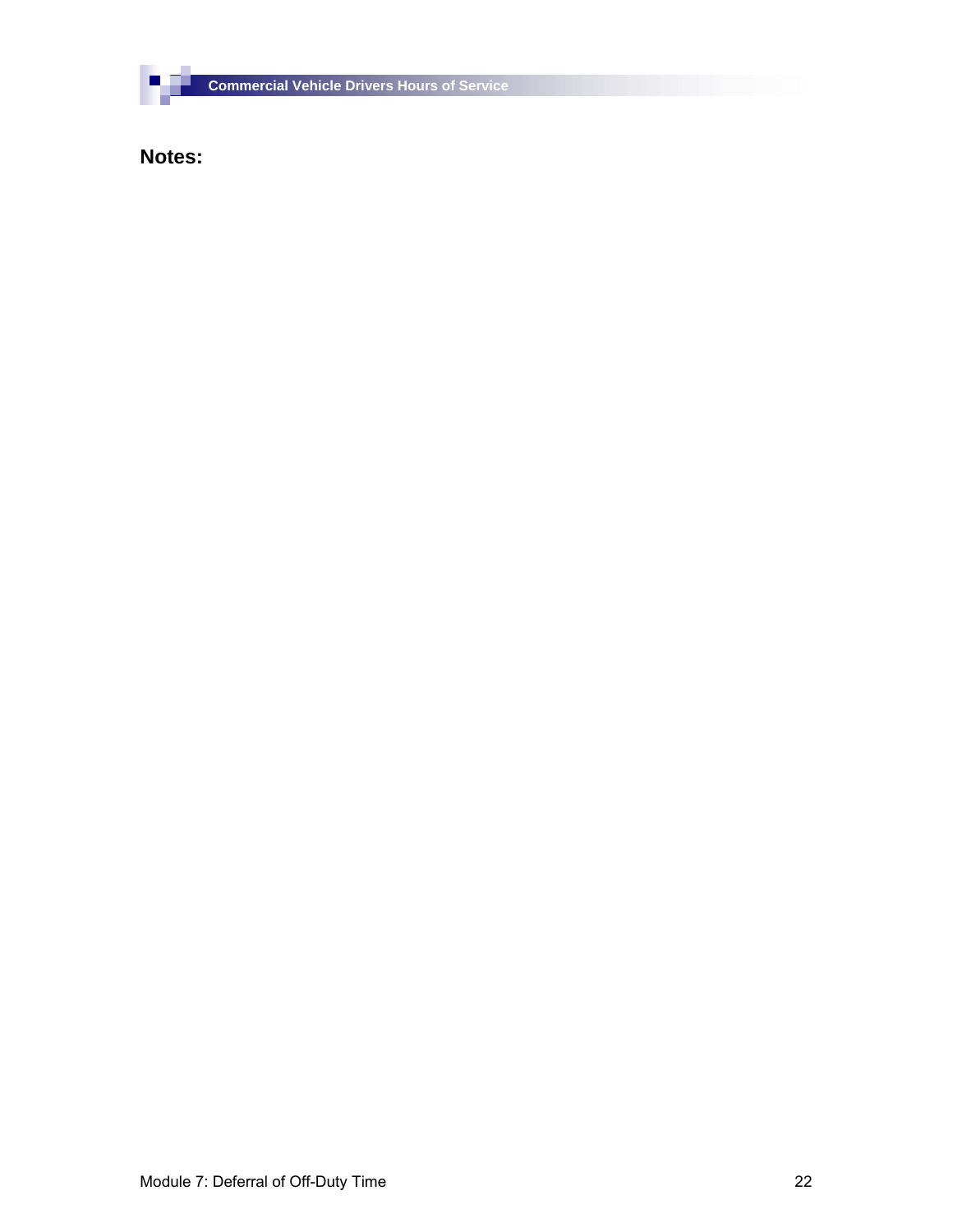**Notes:**